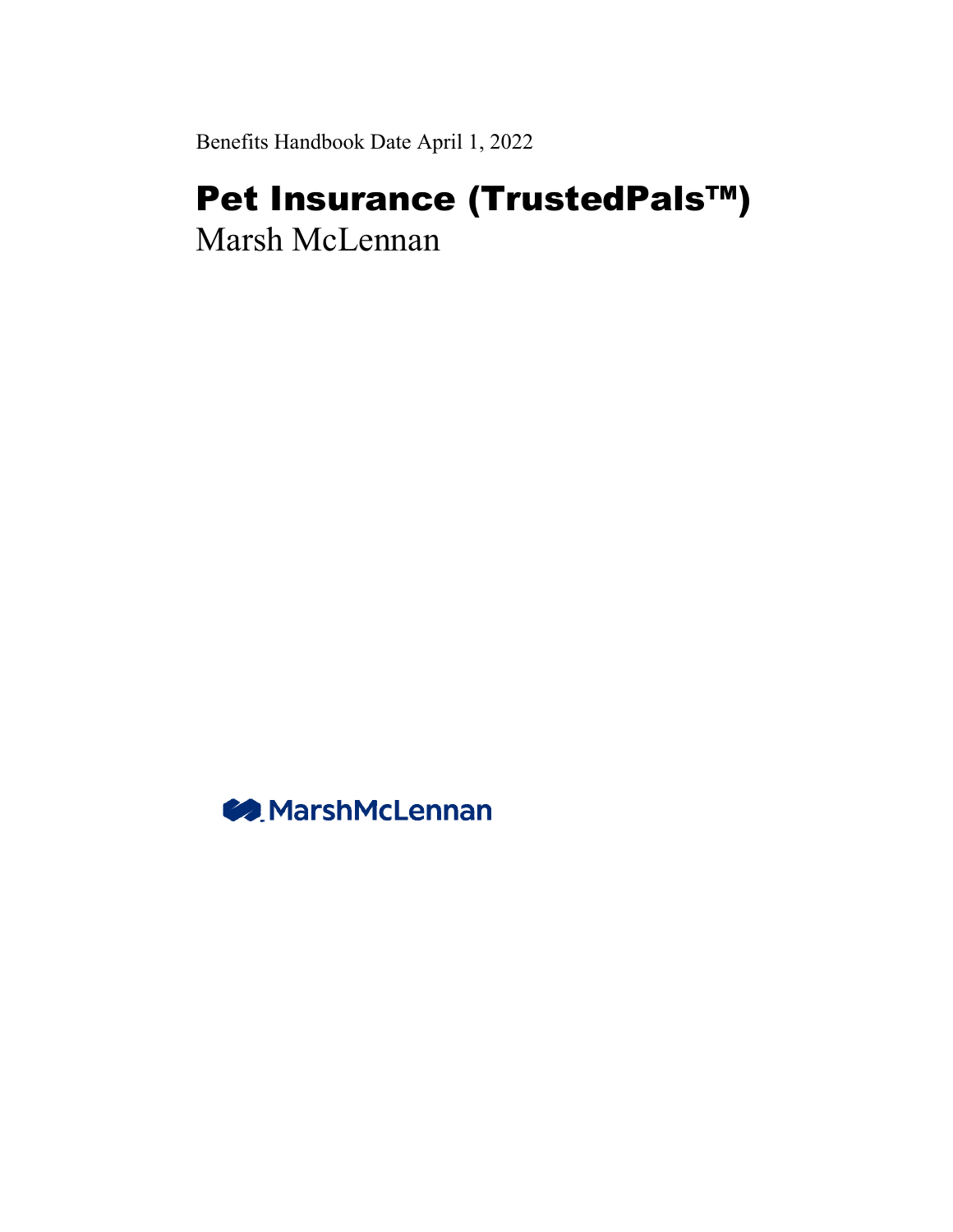Benefits Handbook Date April 1, 2022

# Pet Insurance (TrustedPals™)

Marsh McLennan

MarshMcLennan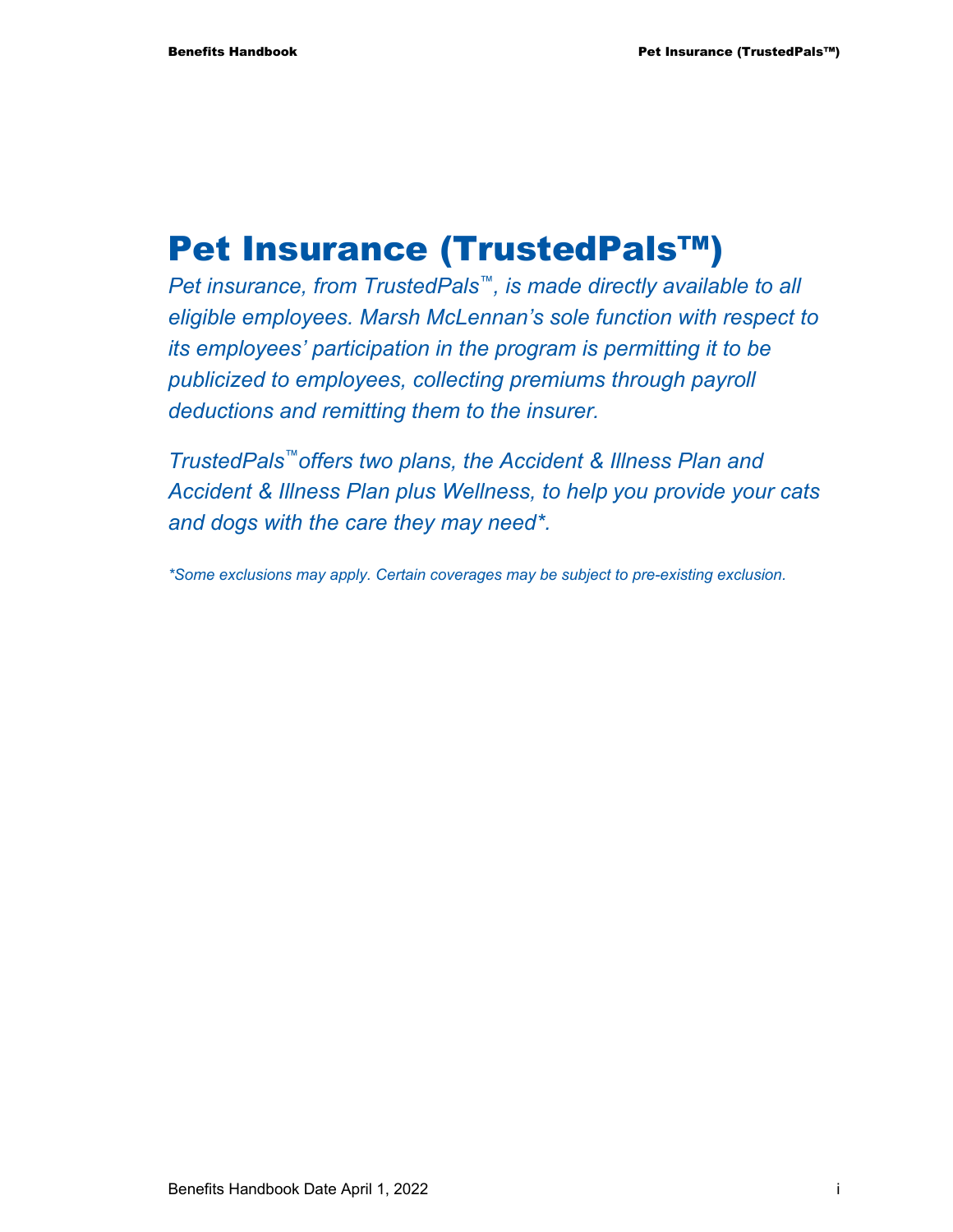# Pet Insurance (TrustedPals™)

*Pet insurance, from TrustedPals™, is made directly available to all eligible employees. Marsh McLennan's sole function with respect to its employees' participation in the program is permitting it to be publicized to employees, collecting premiums through payroll deductions and remitting them to the insurer.*

*TrustedPals™ offers two plans, the Accident & Illness Plan and Accident & Illness Plan plus Wellness, to help you provide your cats and dogs with the care they may need*.*

*\*Some exclusions may apply. Certain coverages may be subject to pre-existing exclusion.*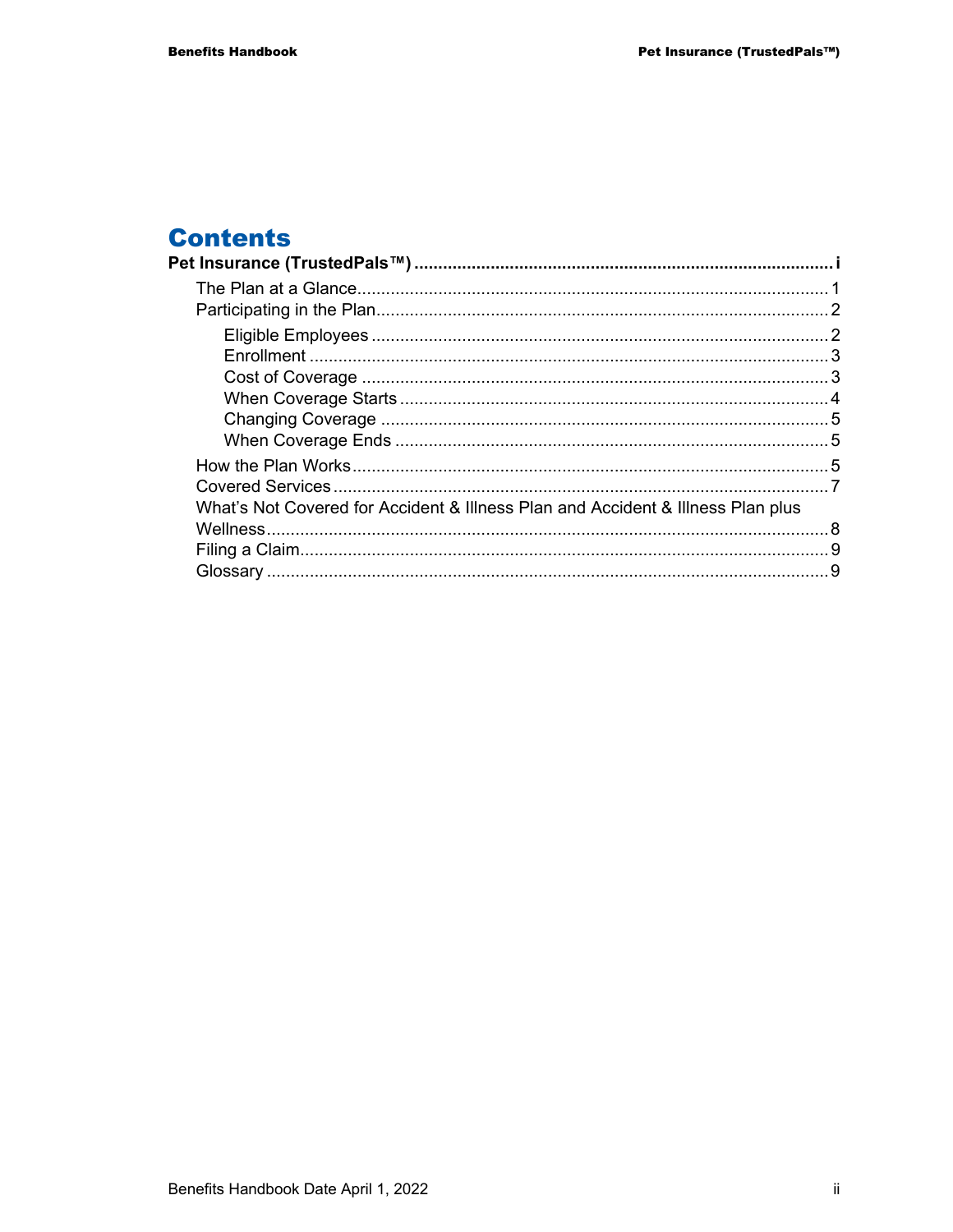# Contents

**Pet Insurance (TrustedPals™) ....................................................................................... i**

- The Plan at a Glance ................................................................................................. 1
- Participating in the Plan ............................................................................................. 2
  - Eligible Employees ............................................................................................... 2
  - Enrollment ............................................................................................................ 3
  - Cost of Coverage ................................................................................................. 3
  - When Coverage Starts ......................................................................................... 4
  - Changing Coverage .............................................................................................. 5
  - When Coverage Ends ........................................................................................... 5
- How the Plan Works ................................................................................................... 5
- Covered Services ....................................................................................................... 7
- What's Not Covered for Accident & Illness Plan and Accident & Illness Plan plus Wellness ..................................................................................................................... 8
- Filing a Claim ............................................................................................................. 9
- Glossary ..................................................................................................................... 9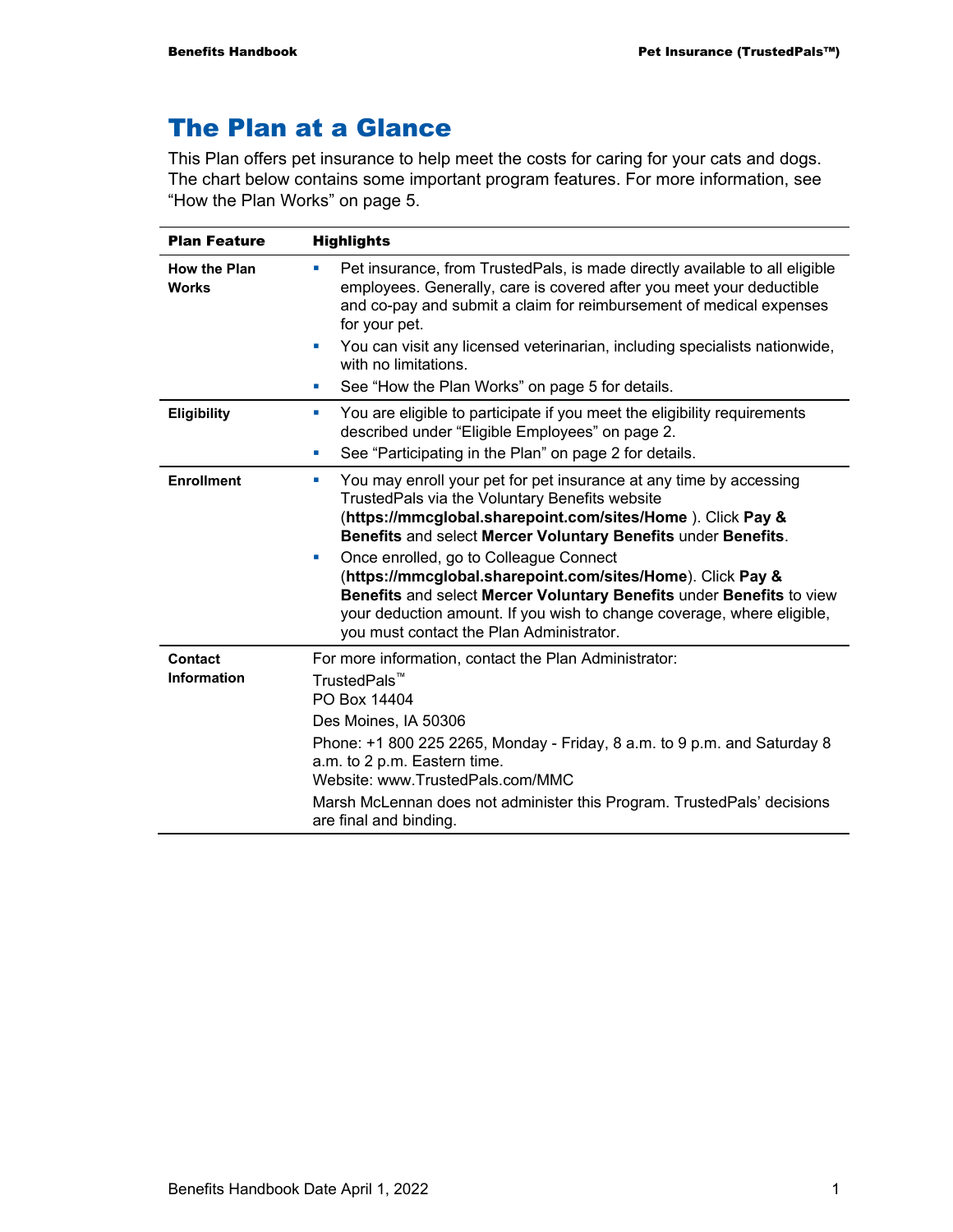# The Plan at a Glance

This Plan offers pet insurance to help meet the costs for caring for your cats and dogs. The chart below contains some important program features. For more information, see "How the Plan Works" on page 5.

| Plan Feature | Highlights |
| --- | --- |
| **How the Plan Works** | ▪ Pet insurance, from TrustedPals, is made directly available to all eligible employees. Generally, care is covered after you meet your deductible and co-pay and submit a claim for reimbursement of medical expenses for your pet.<br>▪ You can visit any licensed veterinarian, including specialists nationwide, with no limitations.<br>▪ See "How the Plan Works" on page 5 for details. |
| **Eligibility** | ▪ You are eligible to participate if you meet the eligibility requirements described under "Eligible Employees" on page 2.<br>▪ See "Participating in the Plan" on page 2 for details. |
| **Enrollment** | ▪ You may enroll your pet for pet insurance at any time by accessing TrustedPals via the Voluntary Benefits website (**https://mmcglobal.sharepoint.com/sites/Home** ). Click **Pay & Benefits** and select **Mercer Voluntary Benefits** under **Benefits**.<br>▪ Once enrolled, go to Colleague Connect (**https://mmcglobal.sharepoint.com/sites/Home**). Click **Pay & Benefits** and select **Mercer Voluntary Benefits** under **Benefits** to view your deduction amount. If you wish to change coverage, where eligible, you must contact the Plan Administrator. |
| **Contact Information** | For more information, contact the Plan Administrator:<br>TrustedPals™<br>PO Box 14404<br>Des Moines, IA 50306<br>Phone: +1 800 225 2265, Monday - Friday, 8 a.m. to 9 p.m. and Saturday 8 a.m. to 2 p.m. Eastern time.<br>Website: www.TrustedPals.com/MMC<br>Marsh McLennan does not administer this Program. TrustedPals' decisions are final and binding. |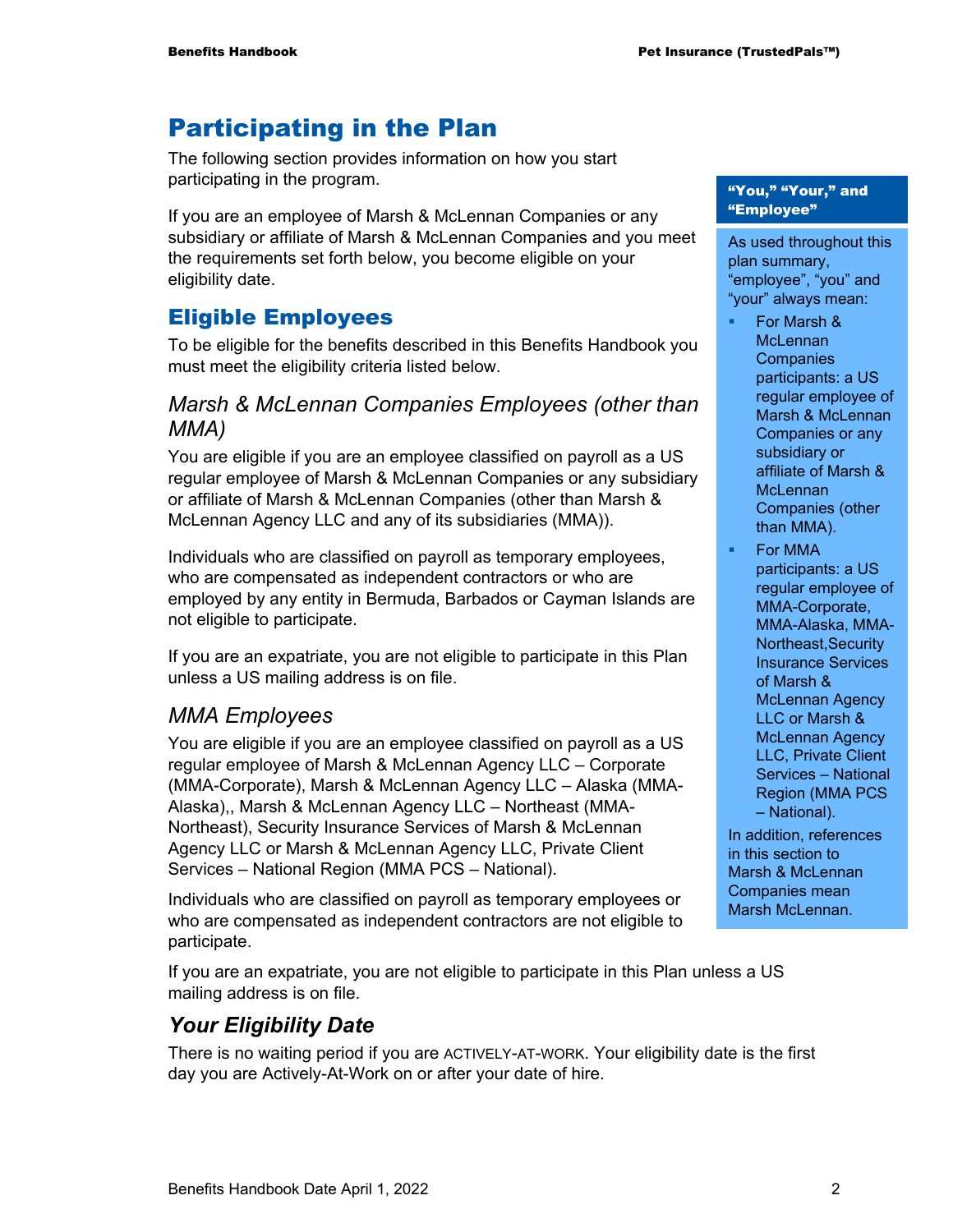# Participating in the Plan

The following section provides information on how you start participating in the program.

If you are an employee of Marsh & McLennan Companies or any subsidiary or affiliate of Marsh & McLennan Companies and you meet the requirements set forth below, you become eligible on your eligibility date.

> **"You," "Your," and "Employee"**
>
> As used throughout this plan summary, "employee", "you" and "your" always mean:
>
> - For Marsh & McLennan Companies participants: a US regular employee of Marsh & McLennan Companies or any subsidiary or affiliate of Marsh & McLennan Companies (other than MMA).
> - For MMA participants: a US regular employee of MMA-Corporate, MMA-Alaska, MMA-Northeast,Security Insurance Services of Marsh & McLennan Agency LLC or Marsh & McLennan Agency LLC, Private Client Services – National Region (MMA PCS – National).
>
> In addition, references in this section to Marsh & McLennan Companies mean Marsh McLennan.

## Eligible Employees

To be eligible for the benefits described in this Benefits Handbook you must meet the eligibility criteria listed below.

### *Marsh & McLennan Companies Employees (other than MMA)*

You are eligible if you are an employee classified on payroll as a US regular employee of Marsh & McLennan Companies or any subsidiary or affiliate of Marsh & McLennan Companies (other than Marsh & McLennan Agency LLC and any of its subsidiaries (MMA)).

Individuals who are classified on payroll as temporary employees, who are compensated as independent contractors or who are employed by any entity in Bermuda, Barbados or Cayman Islands are not eligible to participate.

If you are an expatriate, you are not eligible to participate in this Plan unless a US mailing address is on file.

### *MMA Employees*

You are eligible if you are an employee classified on payroll as a US regular employee of Marsh & McLennan Agency LLC – Corporate (MMA-Corporate), Marsh & McLennan Agency LLC – Alaska (MMA-Alaska),, Marsh & McLennan Agency LLC – Northeast (MMA-Northeast), Security Insurance Services of Marsh & McLennan Agency LLC or Marsh & McLennan Agency LLC, Private Client Services – National Region (MMA PCS – National).

Individuals who are classified on payroll as temporary employees or who are compensated as independent contractors are not eligible to participate.

If you are an expatriate, you are not eligible to participate in this Plan unless a US mailing address is on file.

### ***Your Eligibility Date***

There is no waiting period if you are ACTIVELY-AT-WORK. Your eligibility date is the first day you are Actively-At-Work on or after your date of hire.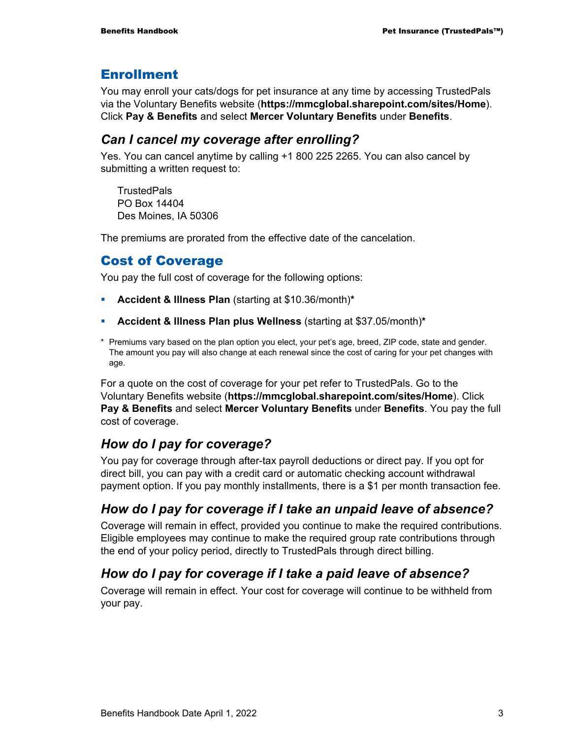## Enrollment

You may enroll your cats/dogs for pet insurance at any time by accessing TrustedPals via the Voluntary Benefits website (**https://mmcglobal.sharepoint.com/sites/Home**). Click **Pay & Benefits** and select **Mercer Voluntary Benefits** under **Benefits**.

### *Can I cancel my coverage after enrolling?*

Yes. You can cancel anytime by calling +1 800 225 2265. You can also cancel by submitting a written request to:

TrustedPals
PO Box 14404
Des Moines, IA 50306

The premiums are prorated from the effective date of the cancelation.

## Cost of Coverage

You pay the full cost of coverage for the following options:

- **Accident & Illness Plan** (starting at $10.36/month)**\***
- **Accident & Illness Plan plus Wellness** (starting at $37.05/month)**\***

\* Premiums vary based on the plan option you elect, your pet's age, breed, ZIP code, state and gender. The amount you pay will also change at each renewal since the cost of caring for your pet changes with age.

For a quote on the cost of coverage for your pet refer to TrustedPals. Go to the Voluntary Benefits website (**https://mmcglobal.sharepoint.com/sites/Home**). Click **Pay & Benefits** and select **Mercer Voluntary Benefits** under **Benefits**. You pay the full cost of coverage.

### *How do I pay for coverage?*

You pay for coverage through after-tax payroll deductions or direct pay. If you opt for direct bill, you can pay with a credit card or automatic checking account withdrawal payment option. If you pay monthly installments, there is a $1 per month transaction fee.

### *How do I pay for coverage if I take an unpaid leave of absence?*

Coverage will remain in effect, provided you continue to make the required contributions. Eligible employees may continue to make the required group rate contributions through the end of your policy period, directly to TrustedPals through direct billing.

### *How do I pay for coverage if I take a paid leave of absence?*

Coverage will remain in effect. Your cost for coverage will continue to be withheld from your pay.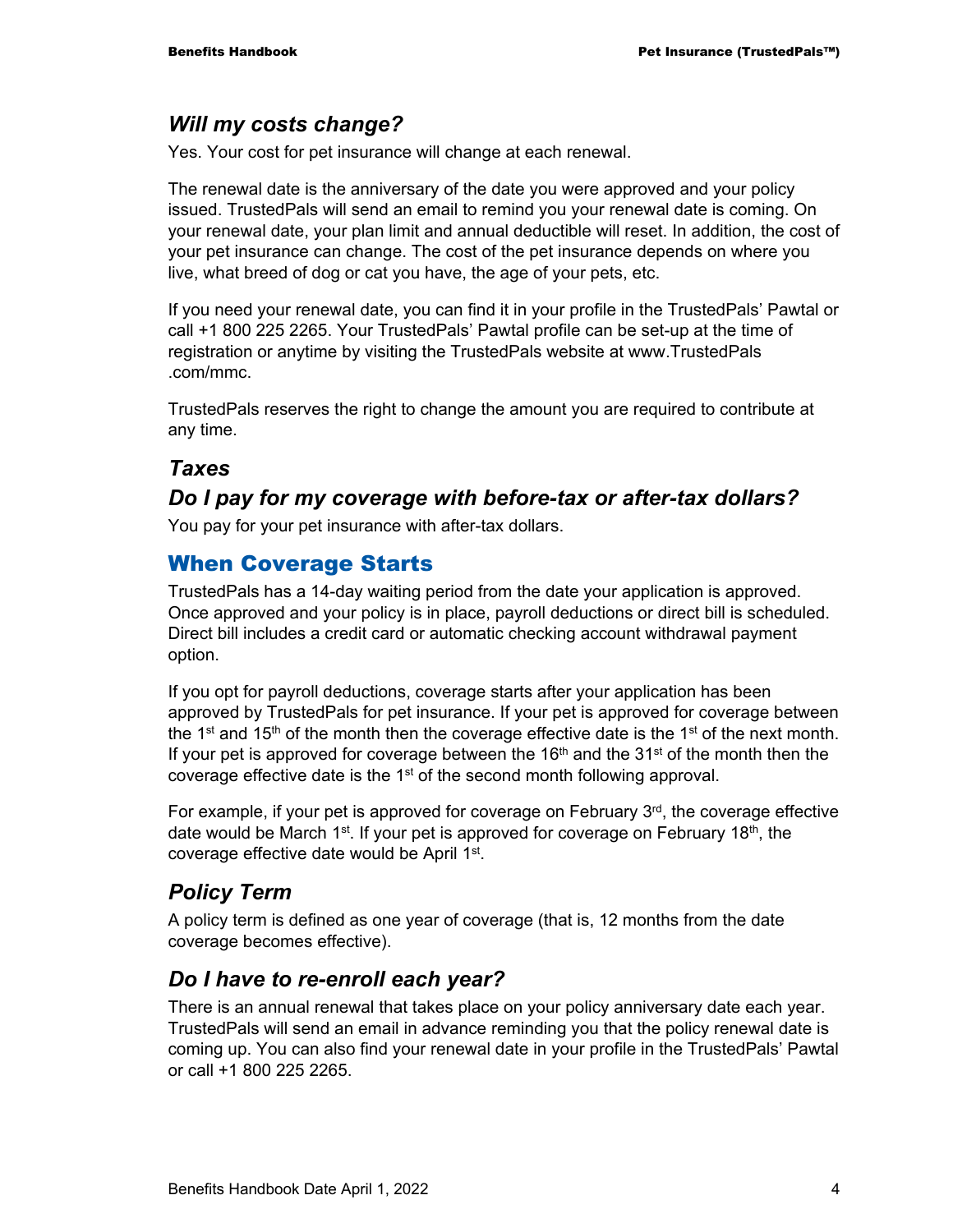### *Will my costs change?*

Yes. Your cost for pet insurance will change at each renewal.

The renewal date is the anniversary of the date you were approved and your policy issued. TrustedPals will send an email to remind you your renewal date is coming. On your renewal date, your plan limit and annual deductible will reset. In addition, the cost of your pet insurance can change. The cost of the pet insurance depends on where you live, what breed of dog or cat you have, the age of your pets, etc.

If you need your renewal date, you can find it in your profile in the TrustedPals' Pawtal or call +1 800 225 2265. Your TrustedPals' Pawtal profile can be set-up at the time of registration or anytime by visiting the TrustedPals website at www.TrustedPals .com/mmc.

TrustedPals reserves the right to change the amount you are required to contribute at any time.

### *Taxes*

### *Do I pay for my coverage with before-tax or after-tax dollars?*

You pay for your pet insurance with after-tax dollars.

## When Coverage Starts

TrustedPals has a 14-day waiting period from the date your application is approved. Once approved and your policy is in place, payroll deductions or direct bill is scheduled. Direct bill includes a credit card or automatic checking account withdrawal payment option.

If you opt for payroll deductions, coverage starts after your application has been approved by TrustedPals for pet insurance. If your pet is approved for coverage between the 1st and 15th of the month then the coverage effective date is the 1st of the next month. If your pet is approved for coverage between the 16th and the 31st of the month then the coverage effective date is the 1st of the second month following approval.

For example, if your pet is approved for coverage on February 3rd, the coverage effective date would be March 1st. If your pet is approved for coverage on February 18th, the coverage effective date would be April 1st.

### *Policy Term*

A policy term is defined as one year of coverage (that is, 12 months from the date coverage becomes effective).

### *Do I have to re-enroll each year?*

There is an annual renewal that takes place on your policy anniversary date each year. TrustedPals will send an email in advance reminding you that the policy renewal date is coming up. You can also find your renewal date in your profile in the TrustedPals' Pawtal or call +1 800 225 2265.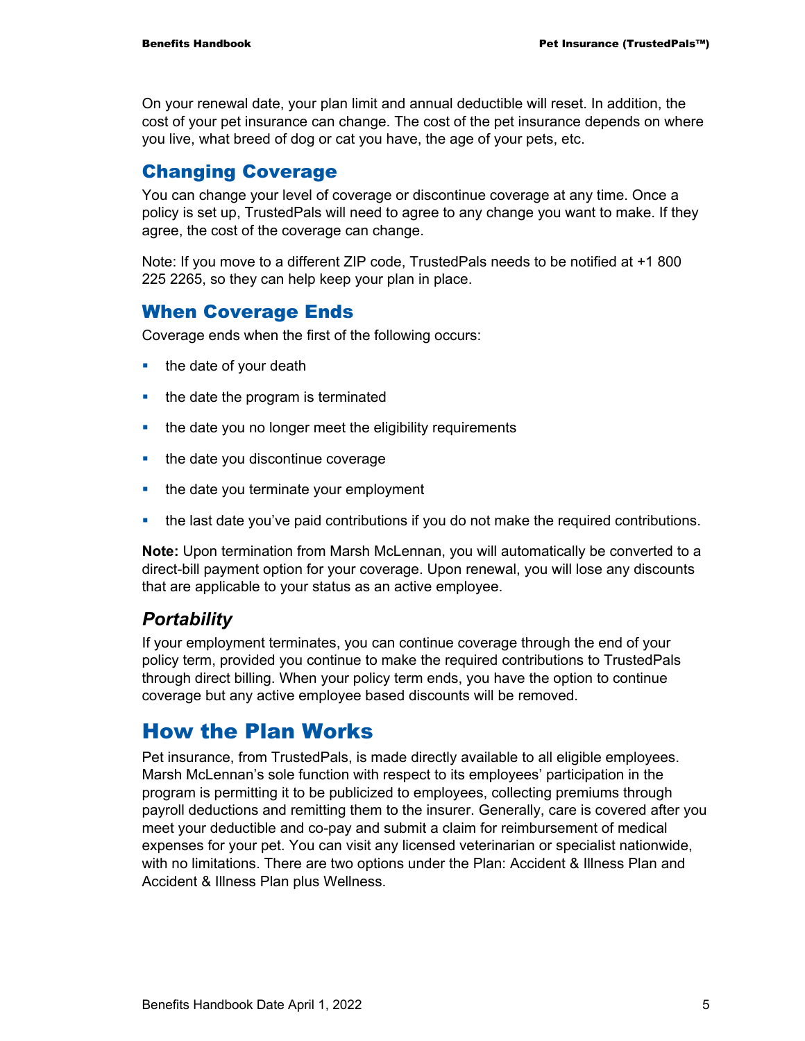On your renewal date, your plan limit and annual deductible will reset. In addition, the cost of your pet insurance can change. The cost of the pet insurance depends on where you live, what breed of dog or cat you have, the age of your pets, etc.

## Changing Coverage

You can change your level of coverage or discontinue coverage at any time. Once a policy is set up, TrustedPals will need to agree to any change you want to make. If they agree, the cost of the coverage can change.

Note: If you move to a different ZIP code, TrustedPals needs to be notified at +1 800 225 2265, so they can help keep your plan in place.

## When Coverage Ends

Coverage ends when the first of the following occurs:

- the date of your death
- the date the program is terminated
- the date you no longer meet the eligibility requirements
- the date you discontinue coverage
- the date you terminate your employment
- the last date you've paid contributions if you do not make the required contributions.

**Note:** Upon termination from Marsh McLennan, you will automatically be converted to a direct-bill payment option for your coverage. Upon renewal, you will lose any discounts that are applicable to your status as an active employee.

### *Portability*

If your employment terminates, you can continue coverage through the end of your policy term, provided you continue to make the required contributions to TrustedPals through direct billing. When your policy term ends, you have the option to continue coverage but any active employee based discounts will be removed.

# How the Plan Works

Pet insurance, from TrustedPals, is made directly available to all eligible employees. Marsh McLennan's sole function with respect to its employees' participation in the program is permitting it to be publicized to employees, collecting premiums through payroll deductions and remitting them to the insurer. Generally, care is covered after you meet your deductible and co-pay and submit a claim for reimbursement of medical expenses for your pet. You can visit any licensed veterinarian or specialist nationwide, with no limitations. There are two options under the Plan: Accident & Illness Plan and Accident & Illness Plan plus Wellness.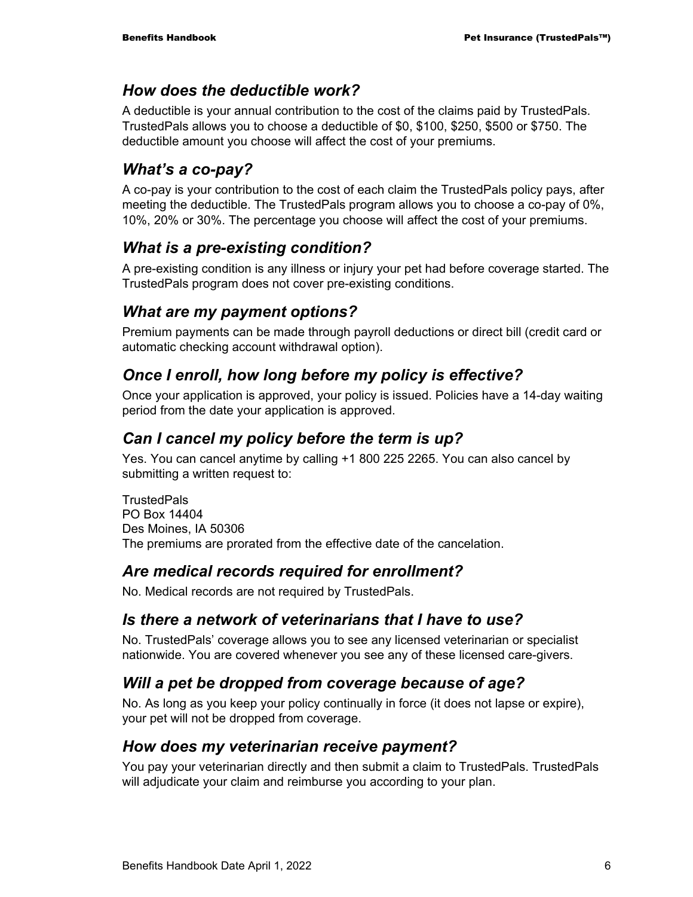### *How does the deductible work?*

A deductible is your annual contribution to the cost of the claims paid by TrustedPals. TrustedPals allows you to choose a deductible of $0, $100, $250, $500 or $750. The deductible amount you choose will affect the cost of your premiums.

### *What's a co-pay?*

A co-pay is your contribution to the cost of each claim the TrustedPals policy pays, after meeting the deductible. The TrustedPals program allows you to choose a co-pay of 0%, 10%, 20% or 30%. The percentage you choose will affect the cost of your premiums.

### *What is a pre-existing condition?*

A pre-existing condition is any illness or injury your pet had before coverage started. The TrustedPals program does not cover pre-existing conditions.

### *What are my payment options?*

Premium payments can be made through payroll deductions or direct bill (credit card or automatic checking account withdrawal option).

### *Once I enroll, how long before my policy is effective?*

Once your application is approved, your policy is issued. Policies have a 14-day waiting period from the date your application is approved.

### *Can I cancel my policy before the term is up?*

Yes. You can cancel anytime by calling +1 800 225 2265. You can also cancel by submitting a written request to:

TrustedPals
PO Box 14404
Des Moines, IA 50306
The premiums are prorated from the effective date of the cancelation.

### *Are medical records required for enrollment?*

No. Medical records are not required by TrustedPals.

### *Is there a network of veterinarians that I have to use?*

No. TrustedPals' coverage allows you to see any licensed veterinarian or specialist nationwide. You are covered whenever you see any of these licensed care-givers.

### *Will a pet be dropped from coverage because of age?*

No. As long as you keep your policy continually in force (it does not lapse or expire), your pet will not be dropped from coverage.

### *How does my veterinarian receive payment?*

You pay your veterinarian directly and then submit a claim to TrustedPals. TrustedPals will adjudicate your claim and reimburse you according to your plan.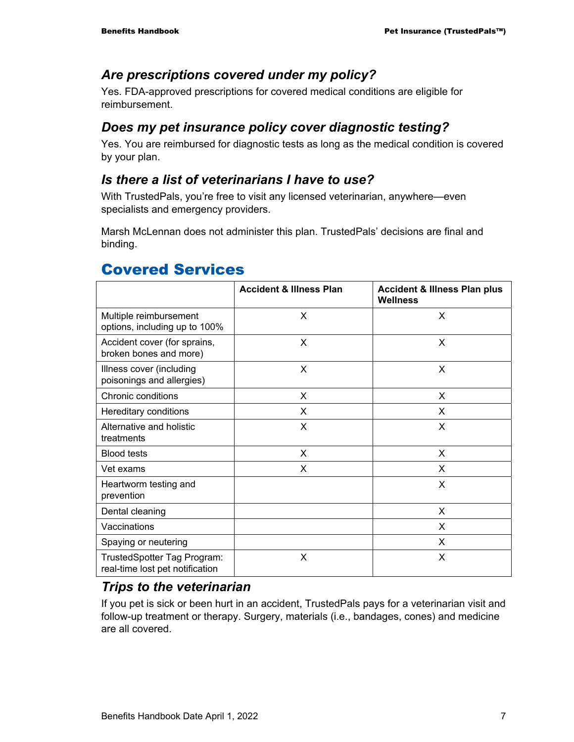### *Are prescriptions covered under my policy?*

Yes. FDA-approved prescriptions for covered medical conditions are eligible for reimbursement.

### *Does my pet insurance policy cover diagnostic testing?*

Yes. You are reimbursed for diagnostic tests as long as the medical condition is covered by your plan.

### *Is there a list of veterinarians I have to use?*

With TrustedPals, you're free to visit any licensed veterinarian, anywhere—even specialists and emergency providers.

Marsh McLennan does not administer this plan. TrustedPals' decisions are final and binding.

## Covered Services

| | Accident & Illness Plan | Accident & Illness Plan plus Wellness |
|---|---|---|
| Multiple reimbursement options, including up to 100% | X | X |
| Accident cover (for sprains, broken bones and more) | X | X |
| Illness cover (including poisonings and allergies) | X | X |
| Chronic conditions | X | X |
| Hereditary conditions | X | X |
| Alternative and holistic treatments | X | X |
| Blood tests | X | X |
| Vet exams | X | X |
| Heartworm testing and prevention | | X |
| Dental cleaning | | X |
| Vaccinations | | X |
| Spaying or neutering | | X |
| TrustedSpotter Tag Program: real-time lost pet notification | X | X |

### *Trips to the veterinarian*

If you pet is sick or been hurt in an accident, TrustedPals pays for a veterinarian visit and follow-up treatment or therapy. Surgery, materials (i.e., bandages, cones) and medicine are all covered.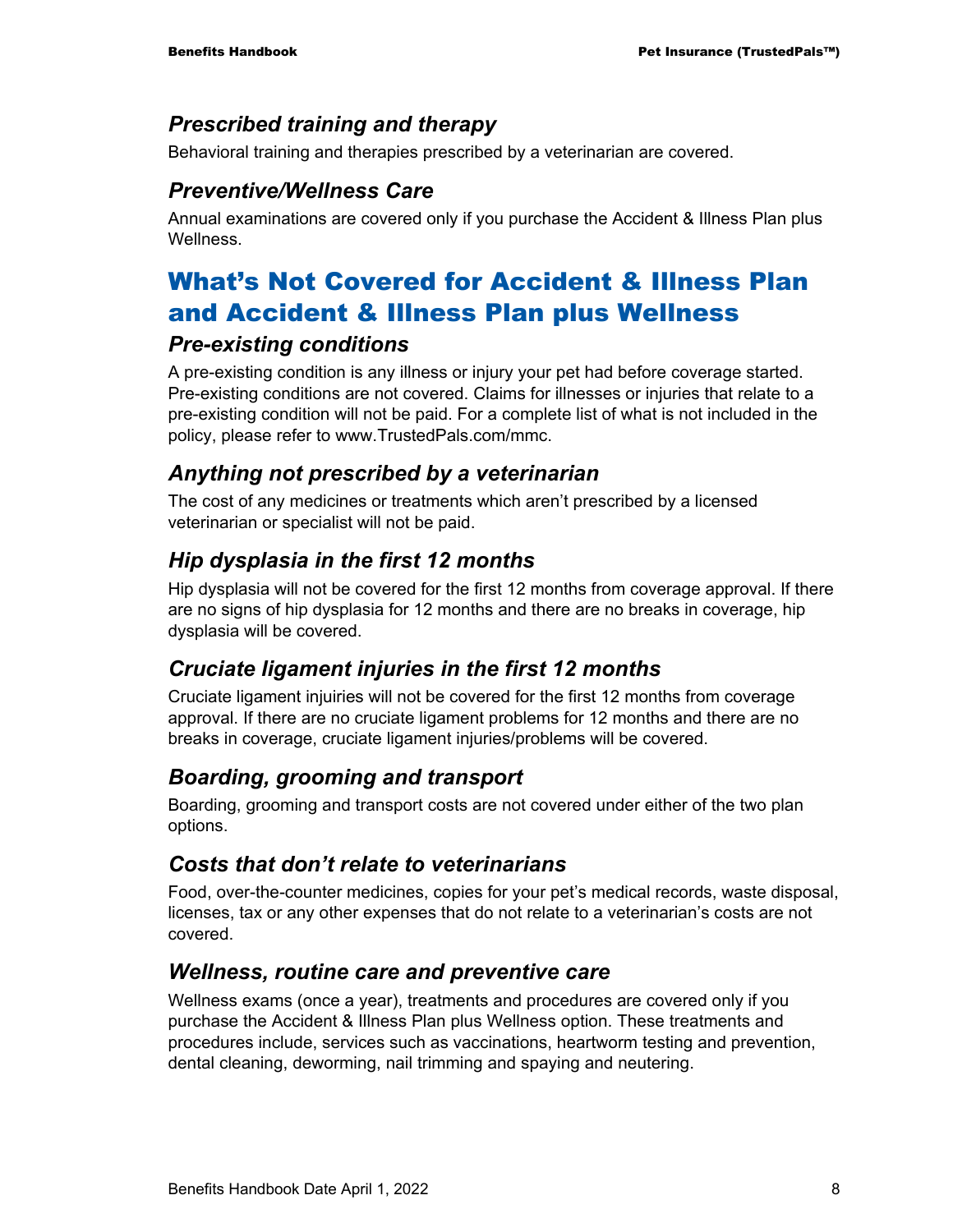### *Prescribed training and therapy*

Behavioral training and therapies prescribed by a veterinarian are covered.

### *Preventive/Wellness Care*

Annual examinations are covered only if you purchase the Accident & Illness Plan plus Wellness.

## What's Not Covered for Accident & Illness Plan and Accident & Illness Plan plus Wellness

### *Pre-existing conditions*

A pre-existing condition is any illness or injury your pet had before coverage started. Pre-existing conditions are not covered. Claims for illnesses or injuries that relate to a pre-existing condition will not be paid. For a complete list of what is not included in the policy, please refer to www.TrustedPals.com/mmc.

### *Anything not prescribed by a veterinarian*

The cost of any medicines or treatments which aren't prescribed by a licensed veterinarian or specialist will not be paid.

### *Hip dysplasia in the first 12 months*

Hip dysplasia will not be covered for the first 12 months from coverage approval. If there are no signs of hip dysplasia for 12 months and there are no breaks in coverage, hip dysplasia will be covered.

### *Cruciate ligament injuries in the first 12 months*

Cruciate ligament injuries will not be covered for the first 12 months from coverage approval. If there are no cruciate ligament problems for 12 months and there are no breaks in coverage, cruciate ligament injuries/problems will be covered.

### *Boarding, grooming and transport*

Boarding, grooming and transport costs are not covered under either of the two plan options.

### *Costs that don't relate to veterinarians*

Food, over-the-counter medicines, copies for your pet's medical records, waste disposal, licenses, tax or any other expenses that do not relate to a veterinarian's costs are not covered.

### *Wellness, routine care and preventive care*

Wellness exams (once a year), treatments and procedures are covered only if you purchase the Accident & Illness Plan plus Wellness option. These treatments and procedures include, services such as vaccinations, heartworm testing and prevention, dental cleaning, deworming, nail trimming and spaying and neutering.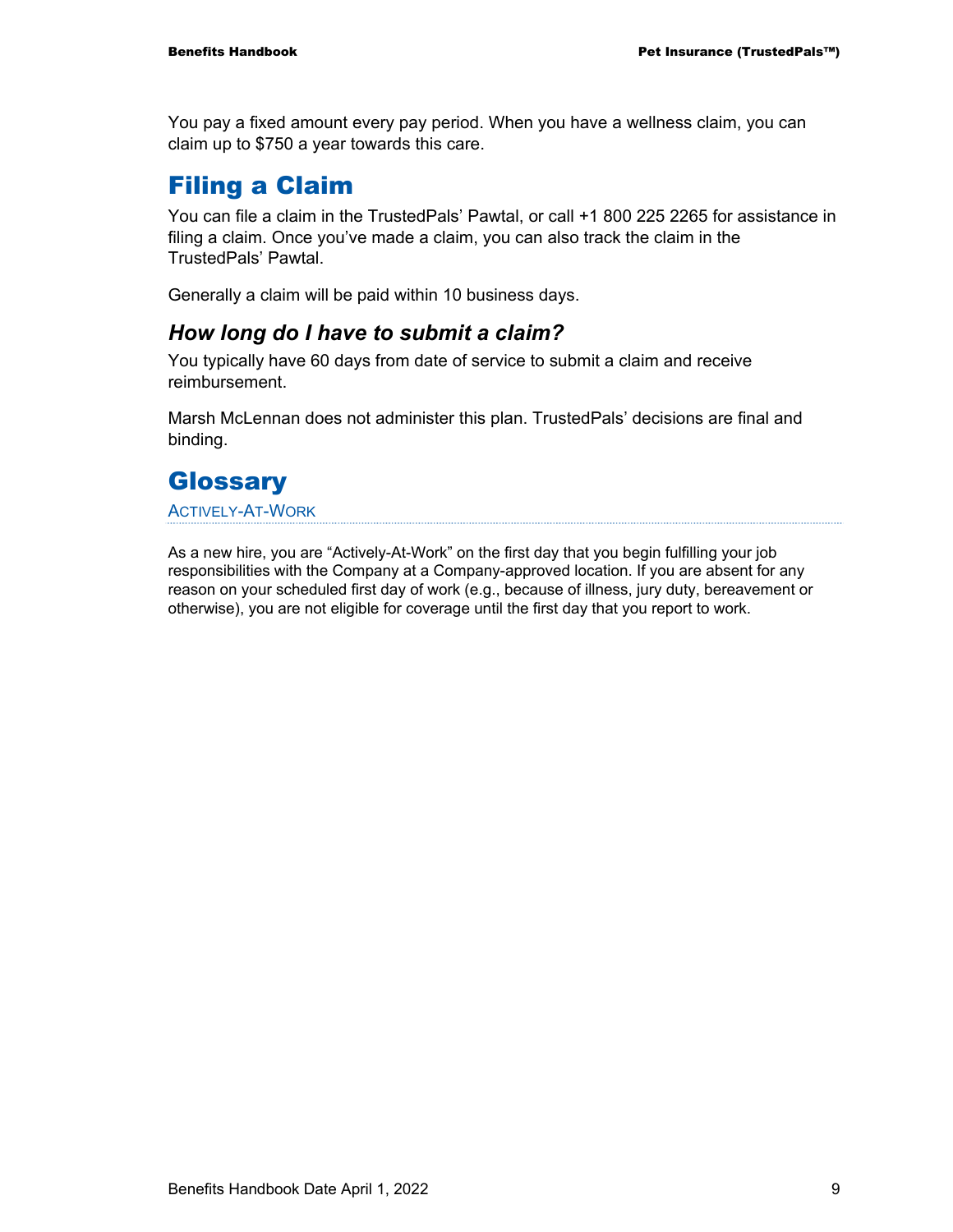You pay a fixed amount every pay period. When you have a wellness claim, you can claim up to $750 a year towards this care.

# Filing a Claim

You can file a claim in the TrustedPals' Pawtal, or call +1 800 225 2265 for assistance in filing a claim. Once you've made a claim, you can also track the claim in the TrustedPals' Pawtal.

Generally a claim will be paid within 10 business days.

## *How long do I have to submit a claim?*

You typically have 60 days from date of service to submit a claim and receive reimbursement.

Marsh McLennan does not administer this plan. TrustedPals' decisions are final and binding.

# Glossary

### Actively-At-Work

As a new hire, you are "Actively-At-Work" on the first day that you begin fulfilling your job responsibilities with the Company at a Company-approved location. If you are absent for any reason on your scheduled first day of work (e.g., because of illness, jury duty, bereavement or otherwise), you are not eligible for coverage until the first day that you report to work.